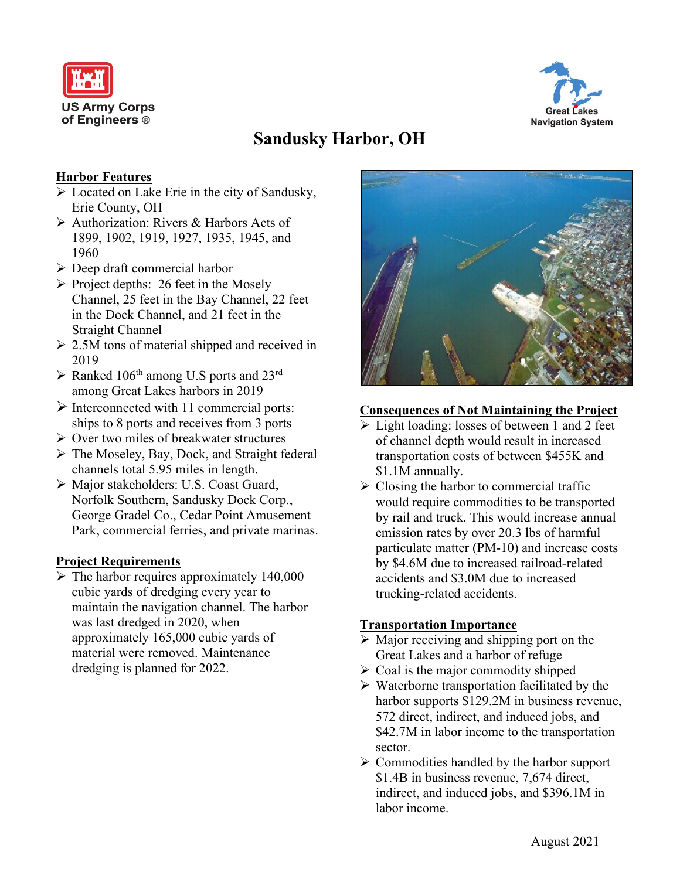US Army Corps of Engineers ®

Great Lakes Navigation System

# Sandusky Harbor, OH

## Harbor Features

- Located on Lake Erie in the city of Sandusky, Erie County, OH
- Authorization: Rivers & Harbors Acts of 1899, 1902, 1919, 1927, 1935, 1945, and 1960
- Deep draft commercial harbor
- Project depths: 26 feet in the Mosely Channel, 25 feet in the Bay Channel, 22 feet in the Dock Channel, and 21 feet in the Straight Channel
- 2.5M tons of material shipped and received in 2019
- Ranked 106th among U.S ports and 23rd among Great Lakes harbors in 2019
- Interconnected with 11 commercial ports: ships to 8 ports and receives from 3 ports
- Over two miles of breakwater structures
- The Moseley, Bay, Dock, and Straight federal channels total 5.95 miles in length.
- Major stakeholders: U.S. Coast Guard, Norfolk Southern, Sandusky Dock Corp., George Gradel Co., Cedar Point Amusement Park, commercial ferries, and private marinas.

## Project Requirements

- The harbor requires approximately 140,000 cubic yards of dredging every year to maintain the navigation channel. The harbor was last dredged in 2020, when approximately 165,000 cubic yards of material were removed. Maintenance dredging is planned for 2022.

## Consequences of Not Maintaining the Project

- Light loading: losses of between 1 and 2 feet of channel depth would result in increased transportation costs of between $455K and $1.1M annually.
- Closing the harbor to commercial traffic would require commodities to be transported by rail and truck. This would increase annual emission rates by over 20.3 lbs of harmful particulate matter (PM-10) and increase costs by $4.6M due to increased railroad-related accidents and $3.0M due to increased trucking-related accidents.

## Transportation Importance

- Major receiving and shipping port on the Great Lakes and a harbor of refuge
- Coal is the major commodity shipped
- Waterborne transportation facilitated by the harbor supports $129.2M in business revenue, 572 direct, indirect, and induced jobs, and $42.7M in labor income to the transportation sector.
- Commodities handled by the harbor support $1.4B in business revenue, 7,674 direct, indirect, and induced jobs, and $396.1M in labor income.

August 2021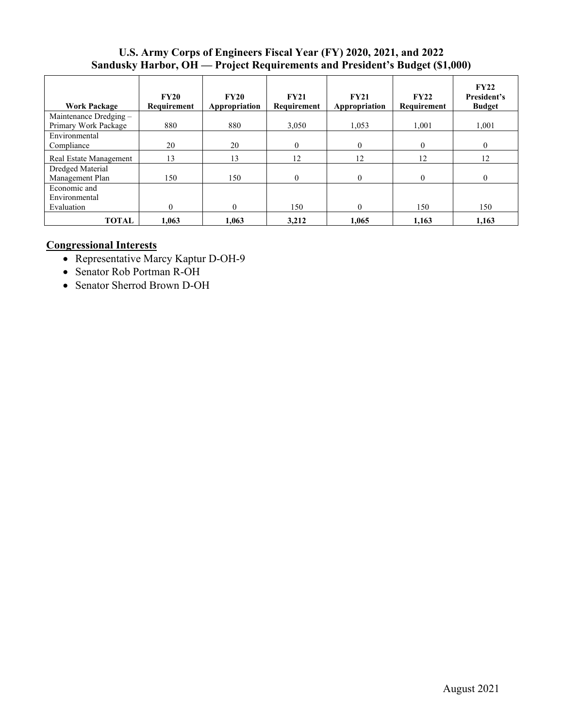## U.S. Army Corps of Engineers Fiscal Year (FY) 2020, 2021, and 2022
## Sandusky Harbor, OH — Project Requirements and President's Budget ($1,000)

| Work Package | FY20 Requirement | FY20 Appropriation | FY21 Requirement | FY21 Appropriation | FY22 Requirement | FY22 President's Budget |
|---|---|---|---|---|---|---|
| Maintenance Dredging – Primary Work Package | 880 | 880 | 3,050 | 1,053 | 1,001 | 1,001 |
| Environmental Compliance | 20 | 20 | 0 | 0 | 0 | 0 |
| Real Estate Management | 13 | 13 | 12 | 12 | 12 | 12 |
| Dredged Material Management Plan | 150 | 150 | 0 | 0 | 0 | 0 |
| Economic and Environmental Evaluation | 0 | 0 | 150 | 0 | 150 | 150 |
| **TOTAL** | **1,063** | **1,063** | **3,212** | **1,065** | **1,163** | **1,163** |

**Congressional Interests**

- Representative Marcy Kaptur D-OH-9
- Senator Rob Portman R-OH
- Senator Sherrod Brown D-OH

August 2021